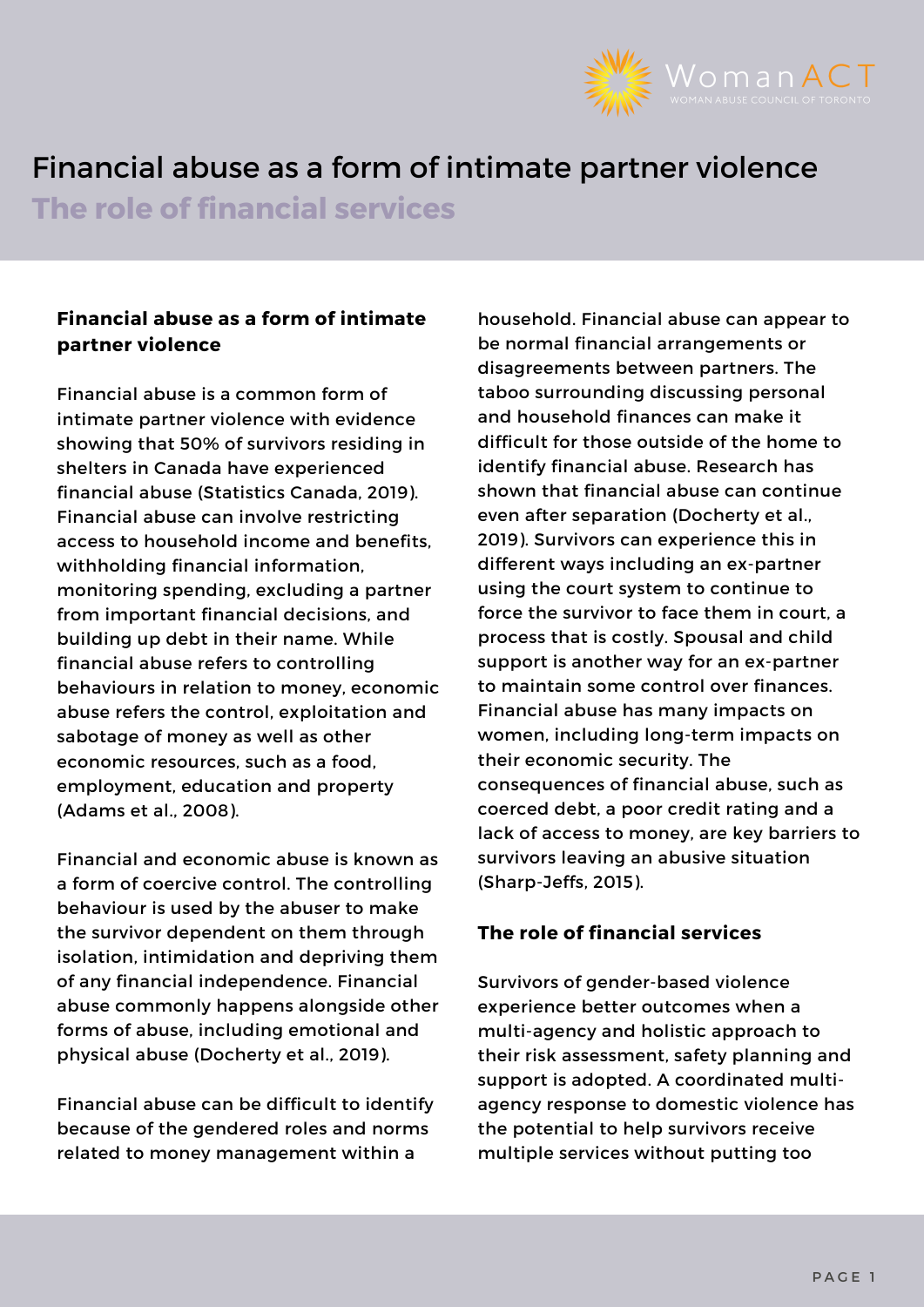# Financial abuse as a form of intimate partner violence

## The role of financial services

### Financial abuse as a form of intimate partner violence

Financial abuse is a common form of intimate partner violence with evidence showing that 50% of survivors residing in shelters in Canada have experienced financial abuse (Statistics Canada, 2019). Financial abuse can involve restricting access to household income and benefits, withholding financial information, monitoring spending, excluding a partner from important financial decisions, and building up debt in their name. While financial abuse refers to controlling behaviours in relation to money, economic abuse refers the control, exploitation and sabotage of money as well as other economic resources, such as a food, employment, education and property (Adams et al., 2008).

Financial and economic abuse is known as a form of coercive control. The controlling behaviour is used by the abuser to make the survivor dependent on them through isolation, intimidation and depriving them of any financial independence. Financial abuse commonly happens alongside other forms of abuse, including emotional and physical abuse (Docherty et al., 2019).

Financial abuse can be difficult to identify because of the gendered roles and norms related to money management within a household. Financial abuse can appear to be normal financial arrangements or disagreements between partners. The taboo surrounding discussing personal and household finances can make it difficult for those outside of the home to identify financial abuse. Research has shown that financial abuse can continue even after separation (Docherty et al., 2019). Survivors can experience this in different ways including an ex-partner using the court system to continue to force the survivor to face them in court, a process that is costly. Spousal and child support is another way for an ex-partner to maintain some control over finances. Financial abuse has many impacts on women, including long-term impacts on their economic security. The consequences of financial abuse, such as coerced debt, a poor credit rating and a lack of access to money, are key barriers to survivors leaving an abusive situation (Sharp-Jeffs, 2015).

### The role of financial services

Survivors of gender-based violence experience better outcomes when a multi-agency and holistic approach to their risk assessment, safety planning and support is adopted. A coordinated multi-agency response to domestic violence has the potential to help survivors receive multiple services without putting too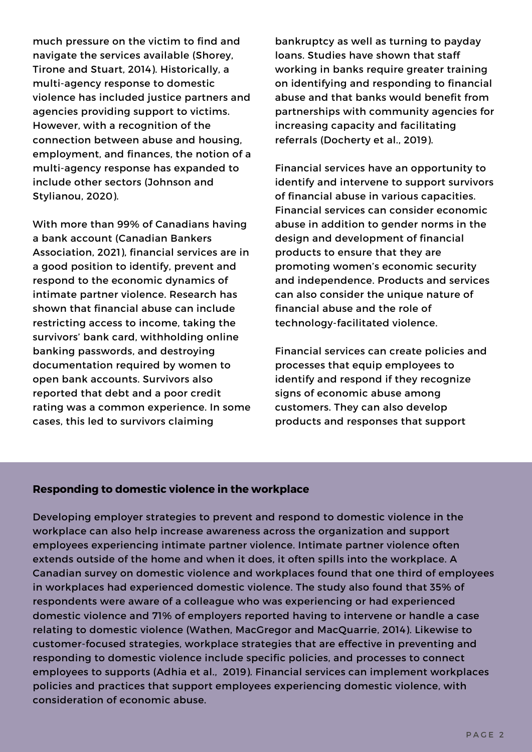much pressure on the victim to find and navigate the services available (Shorey, Tirone and Stuart, 2014). Historically, a multi-agency response to domestic violence has included justice partners and agencies providing support to victims. However, with a recognition of the connection between abuse and housing, employment, and finances, the notion of a multi-agency response has expanded to include other sectors (Johnson and Stylianou, 2020).

With more than 99% of Canadians having a bank account (Canadian Bankers Association, 2021), financial services are in a good position to identify, prevent and respond to the economic dynamics of intimate partner violence. Research has shown that financial abuse can include restricting access to income, taking the survivors' bank card, withholding online banking passwords, and destroying documentation required by women to open bank accounts. Survivors also reported that debt and a poor credit rating was a common experience. In some cases, this led to survivors claiming bankruptcy as well as turning to payday loans. Studies have shown that staff working in banks require greater training on identifying and responding to financial abuse and that banks would benefit from partnerships with community agencies for increasing capacity and facilitating referrals (Docherty et al., 2019).

Financial services have an opportunity to identify and intervene to support survivors of financial abuse in various capacities. Financial services can consider economic abuse in addition to gender norms in the design and development of financial products to ensure that they are promoting women's economic security and independence. Products and services can also consider the unique nature of financial abuse and the role of technology-facilitated violence.

Financial services can create policies and processes that equip employees to identify and respond if they recognize signs of economic abuse among customers. They can also develop products and responses that support

**Responding to domestic violence in the workplace**

Developing employer strategies to prevent and respond to domestic violence in the workplace can also help increase awareness across the organization and support employees experiencing intimate partner violence. Intimate partner violence often extends outside of the home and when it does, it often spills into the workplace. A Canadian survey on domestic violence and workplaces found that one third of employees in workplaces had experienced domestic violence. The study also found that 35% of respondents were aware of a colleague who was experiencing or had experienced domestic violence and 71% of employers reported having to intervene or handle a case relating to domestic violence (Wathen, MacGregor and MacQuarrie, 2014). Likewise to customer-focused strategies, workplace strategies that are effective in preventing and responding to domestic violence include specific policies, and processes to connect employees to supports (Adhia et al., 2019). Financial services can implement workplaces policies and practices that support employees experiencing domestic violence, with consideration of economic abuse.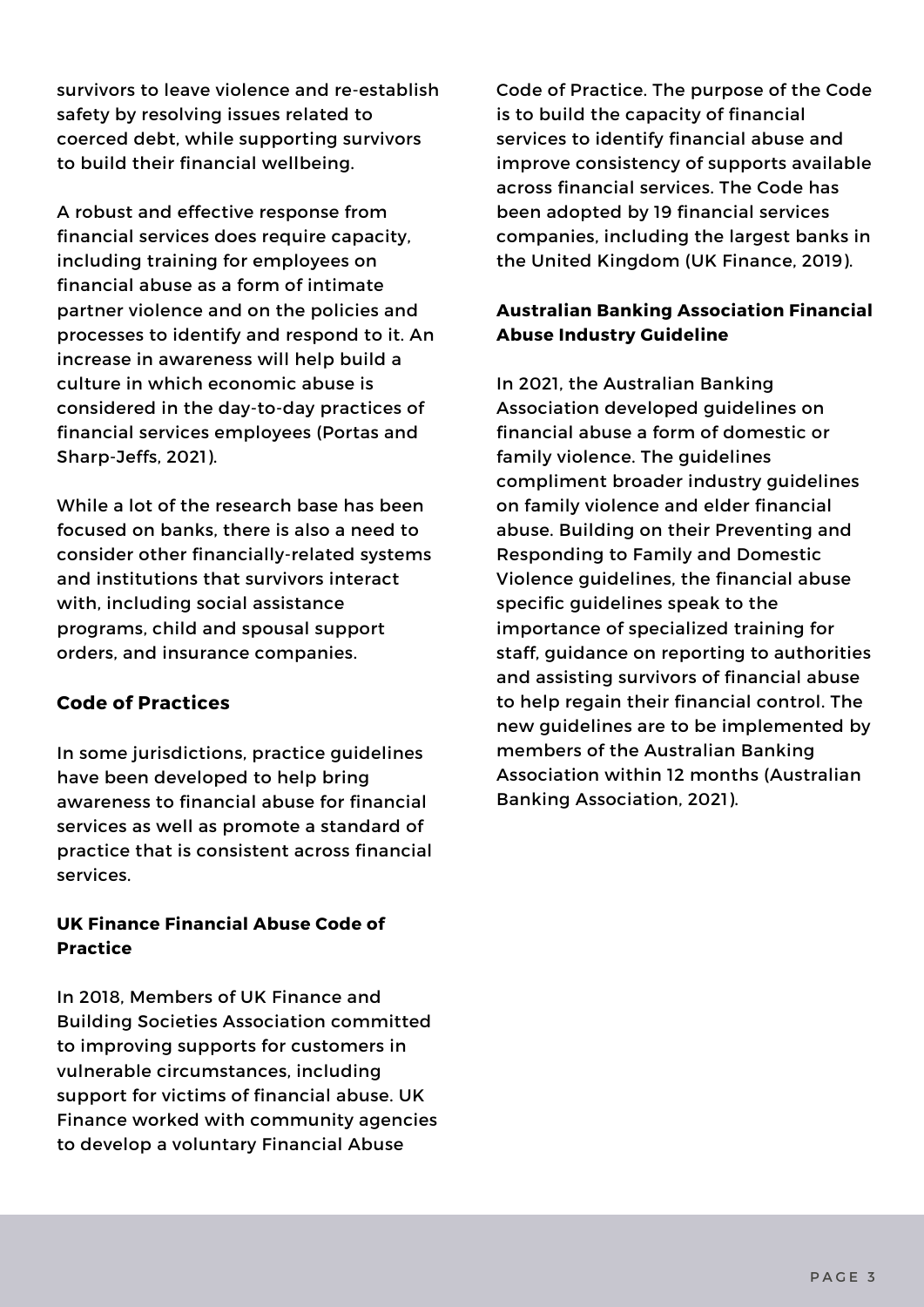survivors to leave violence and re-establish safety by resolving issues related to coerced debt, while supporting survivors to build their financial wellbeing.

A robust and effective response from financial services does require capacity, including training for employees on financial abuse as a form of intimate partner violence and on the policies and processes to identify and respond to it. An increase in awareness will help build a culture in which economic abuse is considered in the day-to-day practices of financial services employees (Portas and Sharp-Jeffs, 2021).

While a lot of the research base has been focused on banks, there is also a need to consider other financially-related systems and institutions that survivors interact with, including social assistance programs, child and spousal support orders, and insurance companies.

## Code of Practices

In some jurisdictions, practice guidelines have been developed to help bring awareness to financial abuse for financial services as well as promote a standard of practice that is consistent across financial services.

### UK Finance Financial Abuse Code of Practice

In 2018, Members of UK Finance and Building Societies Association committed to improving supports for customers in vulnerable circumstances, including support for victims of financial abuse. UK Finance worked with community agencies to develop a voluntary Financial Abuse Code of Practice. The purpose of the Code is to build the capacity of financial services to identify financial abuse and improve consistency of supports available across financial services. The Code has been adopted by 19 financial services companies, including the largest banks in the United Kingdom (UK Finance, 2019).

### Australian Banking Association Financial Abuse Industry Guideline

In 2021, the Australian Banking Association developed guidelines on financial abuse a form of domestic or family violence. The guidelines compliment broader industry guidelines on family violence and elder financial abuse. Building on their Preventing and Responding to Family and Domestic Violence guidelines, the financial abuse specific guidelines speak to the importance of specialized training for staff, guidance on reporting to authorities and assisting survivors of financial abuse to help regain their financial control. The new guidelines are to be implemented by members of the Australian Banking Association within 12 months (Australian Banking Association, 2021).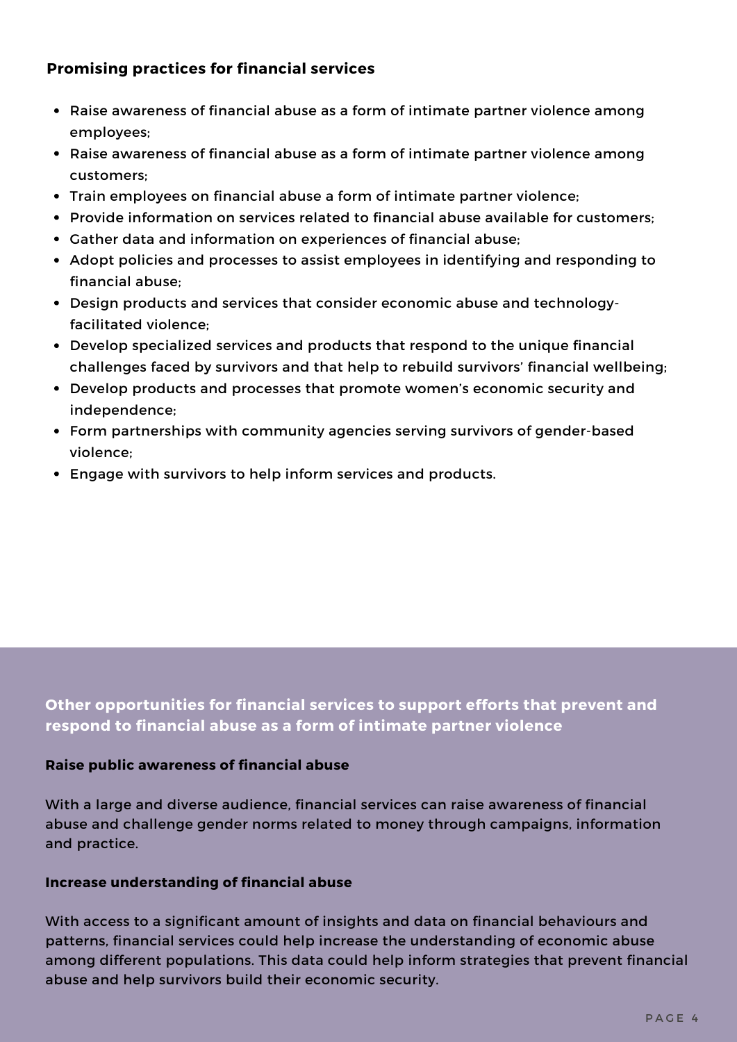### Promising practices for financial services

- Raise awareness of financial abuse as a form of intimate partner violence among employees;
- Raise awareness of financial abuse as a form of intimate partner violence among customers;
- Train employees on financial abuse a form of intimate partner violence;
- Provide information on services related to financial abuse available for customers;
- Gather data and information on experiences of financial abuse;
- Adopt policies and processes to assist employees in identifying and responding to financial abuse;
- Design products and services that consider economic abuse and technology-facilitated violence;
- Develop specialized services and products that respond to the unique financial challenges faced by survivors and that help to rebuild survivors' financial wellbeing;
- Develop products and processes that promote women's economic security and independence;
- Form partnerships with community agencies serving survivors of gender-based violence;
- Engage with survivors to help inform services and products.

### Other opportunities for financial services to support efforts that prevent and respond to financial abuse as a form of intimate partner violence

**Raise public awareness of financial abuse**

With a large and diverse audience, financial services can raise awareness of financial abuse and challenge gender norms related to money through campaigns, information and practice.

**Increase understanding of financial abuse**

With access to a significant amount of insights and data on financial behaviours and patterns, financial services could help increase the understanding of economic abuse among different populations. This data could help inform strategies that prevent financial abuse and help survivors build their economic security.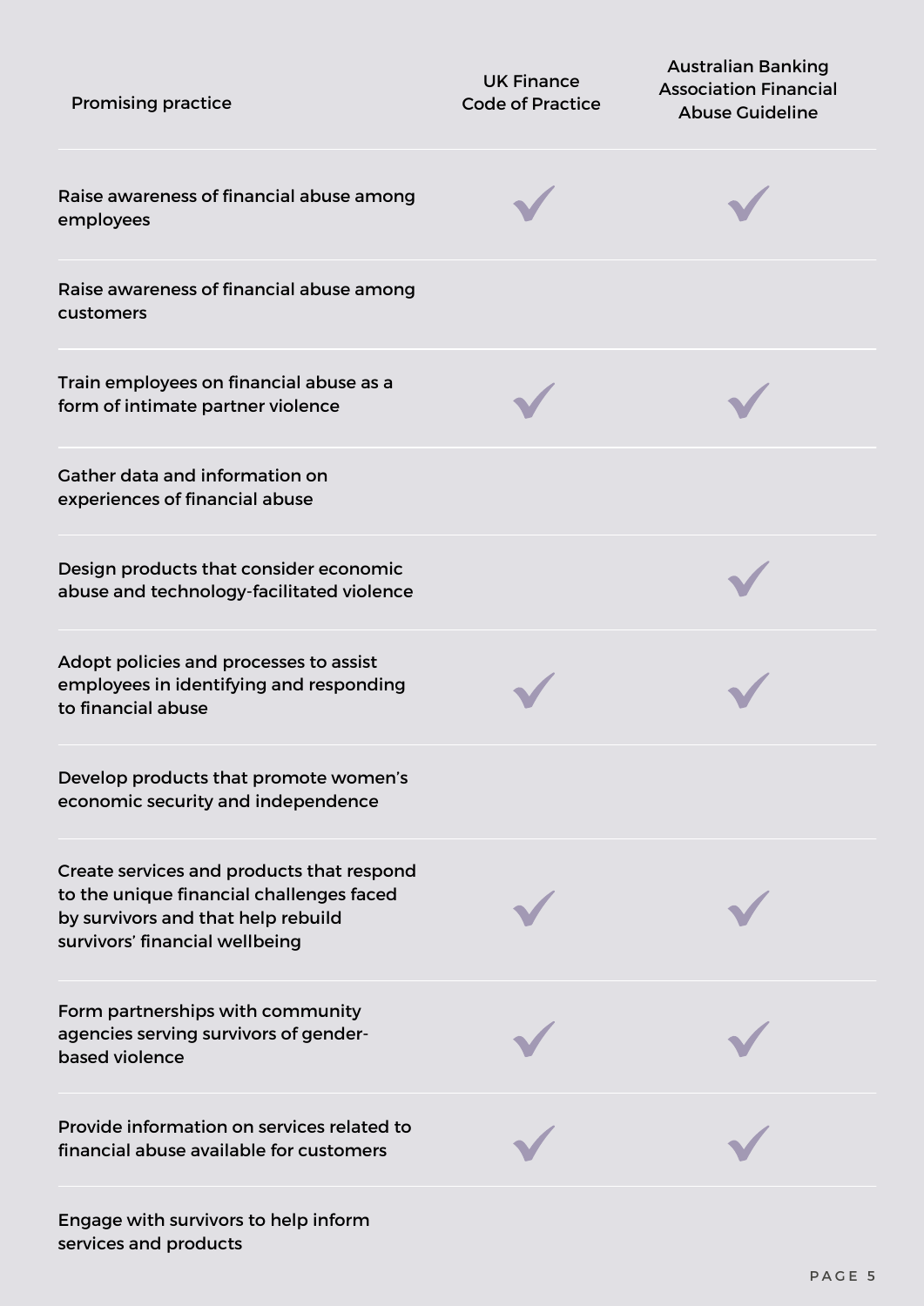| Promising practice | UK Finance Code of Practice | Australian Banking Association Financial Abuse Guideline |
|---|---|---|
| Raise awareness of financial abuse among employees | ✓ | ✓ |
| Raise awareness of financial abuse among customers | | |
| Train employees on financial abuse as a form of intimate partner violence | ✓ | ✓ |
| Gather data and information on experiences of financial abuse | | |
| Design products that consider economic abuse and technology-facilitated violence | | ✓ |
| Adopt policies and processes to assist employees in identifying and responding to financial abuse | ✓ | ✓ |
| Develop products that promote women's economic security and independence | | |
| Create services and products that respond to the unique financial challenges faced by survivors and that help rebuild survivors' financial wellbeing | ✓ | ✓ |
| Form partnerships with community agencies serving survivors of gender-based violence | ✓ | ✓ |
| Provide information on services related to financial abuse available for customers | ✓ | ✓ |
| Engage with survivors to help inform services and products | | |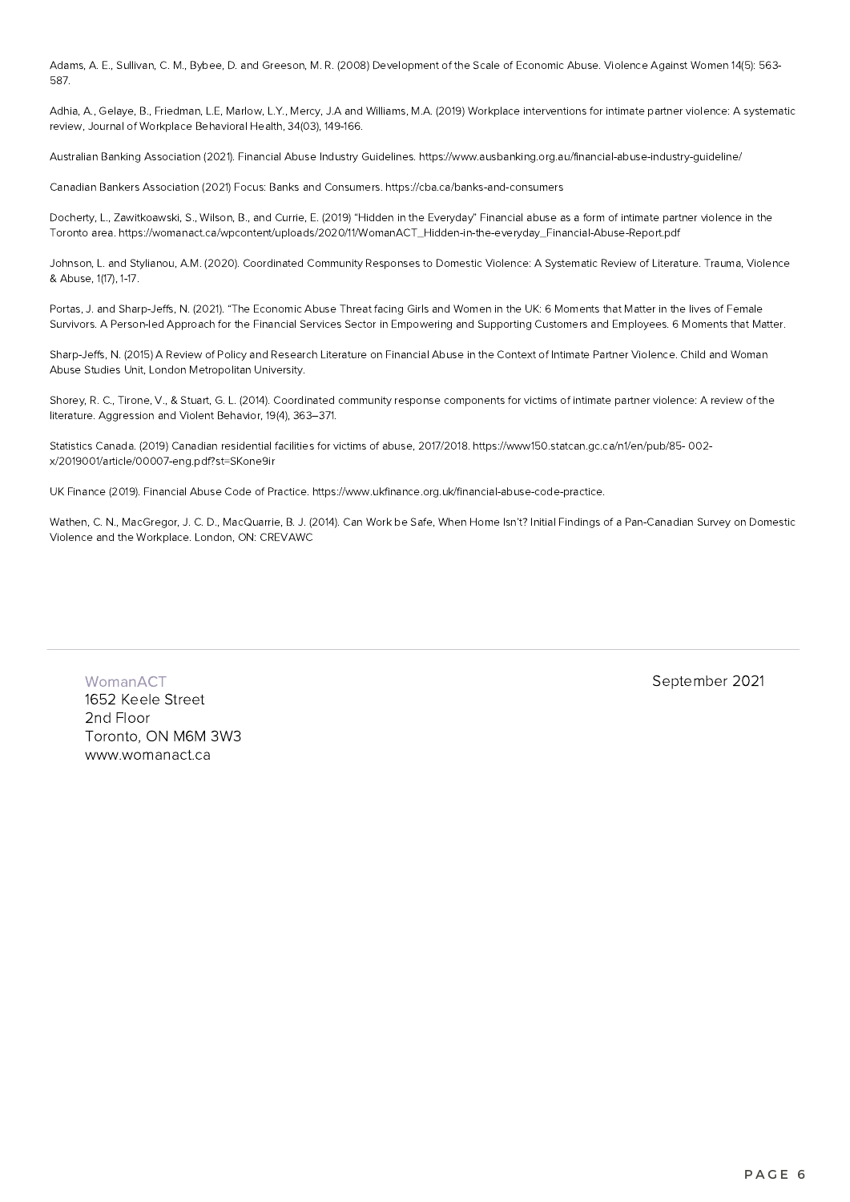Adams, A. E., Sullivan, C. M., Bybee, D. and Greeson, M. R. (2008) Development of the Scale of Economic Abuse. Violence Against Women 14(5): 563-587.

Adhia, A., Gelaye, B., Friedman, L.E, Marlow, L.Y., Mercy, J.A and Williams, M.A. (2019) Workplace interventions for intimate partner violence: A systematic review, Journal of Workplace Behavioral Health, 34(03), 149-166.

Australian Banking Association (2021). Financial Abuse Industry Guidelines. https://www.ausbanking.org.au/financial-abuse-industry-guideline/

Canadian Bankers Association (2021) Focus: Banks and Consumers. https://cba.ca/banks-and-consumers

Docherty, L., Zawitkoawski, S., Wilson, B., and Currie, E. (2019) "Hidden in the Everyday" Financial abuse as a form of intimate partner violence in the Toronto area. https://womanact.ca/wpcontent/uploads/2020/11/WomanACT_Hidden-in-the-everyday_Financial-Abuse-Report.pdf

Johnson, L. and Stylianou, A.M. (2020). Coordinated Community Responses to Domestic Violence: A Systematic Review of Literature. Trauma, Violence & Abuse, 1(17), 1-17.

Portas, J. and Sharp-Jeffs, N. (2021). "The Economic Abuse Threat facing Girls and Women in the UK: 6 Moments that Matter in the lives of Female Survivors. A Person-led Approach for the Financial Services Sector in Empowering and Supporting Customers and Employees. 6 Moments that Matter.

Sharp-Jeffs, N. (2015) A Review of Policy and Research Literature on Financial Abuse in the Context of Intimate Partner Violence. Child and Woman Abuse Studies Unit, London Metropolitan University.

Shorey, R. C., Tirone, V., & Stuart, G. L. (2014). Coordinated community response components for victims of intimate partner violence: A review of the literature. Aggression and Violent Behavior, 19(4), 363–371.

Statistics Canada. (2019) Canadian residential facilities for victims of abuse, 2017/2018. https://www150.statcan.gc.ca/n1/en/pub/85- 002-x/2019001/article/00007-eng.pdf?st=SKone9ir

UK Finance (2019). Financial Abuse Code of Practice. https://www.ukfinance.org.uk/financial-abuse-code-practice.

Wathen, C. N., MacGregor, J. C. D., MacQuarrie, B. J. (2014). Can Work be Safe, When Home Isn't? Initial Findings of a Pan-Canadian Survey on Domestic Violence and the Workplace. London, ON: CREVAWC

---

WomanACT
1652 Keele Street
2nd Floor
Toronto, ON M6M 3W3
www.womanact.ca

September 2021